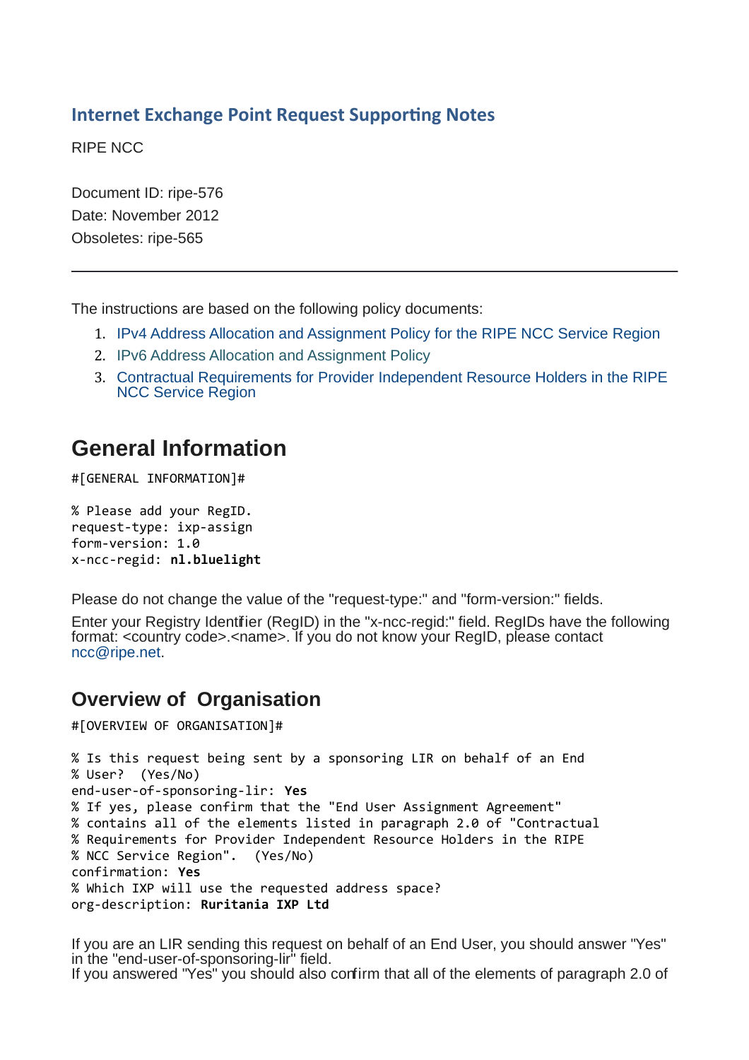# Internet Exchange Point Request Supporting Notes

RIPE NCC

Document ID: ripe-576
Date: November 2012
Obsoletes: ripe-565

---

The instructions are based on the following policy documents:

1. IPv4 Address Allocation and Assignment Policy for the RIPE NCC Service Region
2. IPv6 Address Allocation and Assignment Policy
3. Contractual Requirements for Provider Independent Resource Holders in the RIPE NCC Service Region

## General Information

```
#[GENERAL INFORMATION]#

% Please add your RegID.
request-type: ixp-assign
form-version: 1.0
x-ncc-regid: nl.bluelight
```

Please do not change the value of the "request-type:" and "form-version:" fields.

Enter your Registry Identifier (RegID) in the "x-ncc-regid:" field. RegIDs have the following format: <country code>.<name>. If you do not know your RegID, please contact ncc@ripe.net.

## Overview of Organisation

```
#[OVERVIEW OF ORGANISATION]#

% Is this request being sent by a sponsoring LIR on behalf of an End
% User?  (Yes/No)
end-user-of-sponsoring-lir: Yes
% If yes, please confirm that the "End User Assignment Agreement"
% contains all of the elements listed in paragraph 2.0 of "Contractual
% Requirements for Provider Independent Resource Holders in the RIPE
% NCC Service Region".  (Yes/No)
confirmation: Yes
% Which IXP will use the requested address space?
org-description: Ruritania IXP Ltd
```

If you are an LIR sending this request on behalf of an End User, you should answer "Yes" in the "end-user-of-sponsoring-lir" field.
If you answered "Yes" you should also confirm that all of the elements of paragraph 2.0 of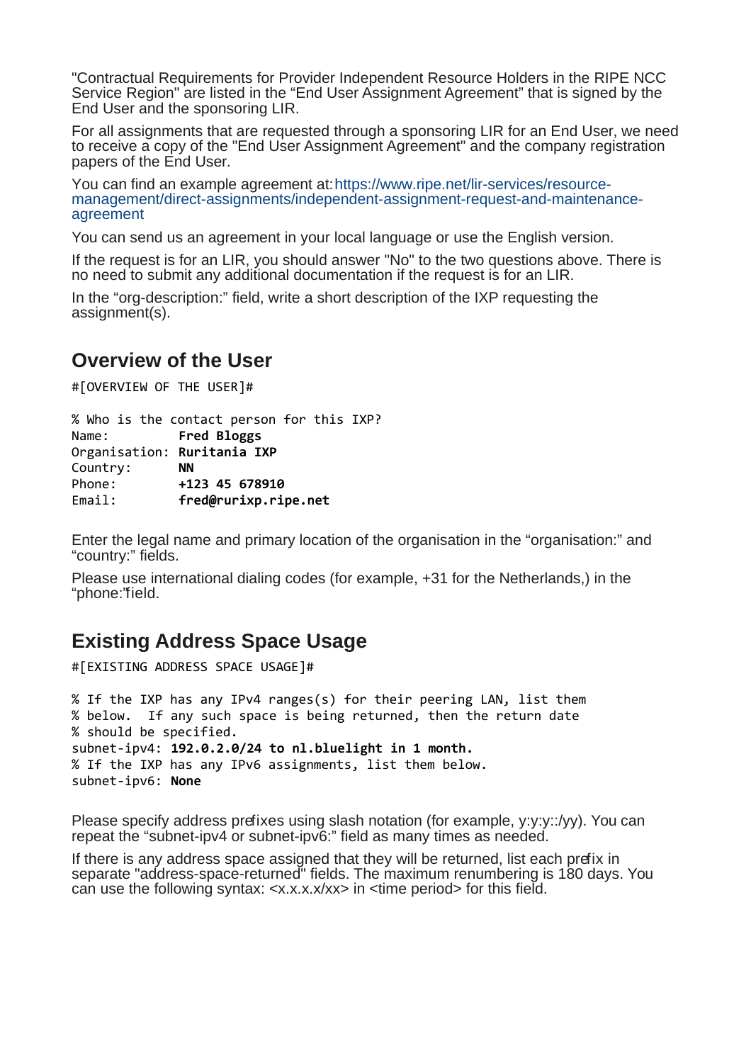"Contractual Requirements for Provider Independent Resource Holders in the RIPE NCC Service Region" are listed in the "End User Assignment Agreement" that is signed by the End User and the sponsoring LIR.

For all assignments that are requested through a sponsoring LIR for an End User, we need to receive a copy of the "End User Assignment Agreement" and the company registration papers of the End User.

You can find an example agreement at: https://www.ripe.net/lir-services/resource-management/direct-assignments/independent-assignment-request-and-maintenance-agreement

You can send us an agreement in your local language or use the English version.

If the request is for an LIR, you should answer "No" to the two questions above. There is no need to submit any additional documentation if the request is for an LIR.

In the "org-description:" field, write a short description of the IXP requesting the assignment(s).

## Overview of the User

```
#[OVERVIEW OF THE USER]#

% Who is the contact person for this IXP?
Name:         Fred Bloggs
Organisation: Ruritania IXP
Country:      NN
Phone:        +123 45 678910
Email:        fred@rurixp.ripe.net
```

Enter the legal name and primary location of the organisation in the "organisation:" and "country:" fields.

Please use international dialing codes (for example, +31 for the Netherlands,) in the "phone:" field.

## Existing Address Space Usage

```
#[EXISTING ADDRESS SPACE USAGE]#

% If the IXP has any IPv4 ranges(s) for their peering LAN, list them
% below.  If any such space is being returned, then the return date
% should be specified.
subnet-ipv4: 192.0.2.0/24 to nl.bluelight in 1 month.
% If the IXP has any IPv6 assignments, list them below.
subnet-ipv6: None
```

Please specify address prefixes using slash notation (for example, y:y:y::/yy). You can repeat the "subnet-ipv4 or subnet-ipv6:" field as many times as needed.

If there is any address space assigned that they will be returned, list each prefix in separate "address-space-returned" fields. The maximum renumbering is 180 days. You can use the following syntax: <x.x.x.x/xx> in <time period> for this field.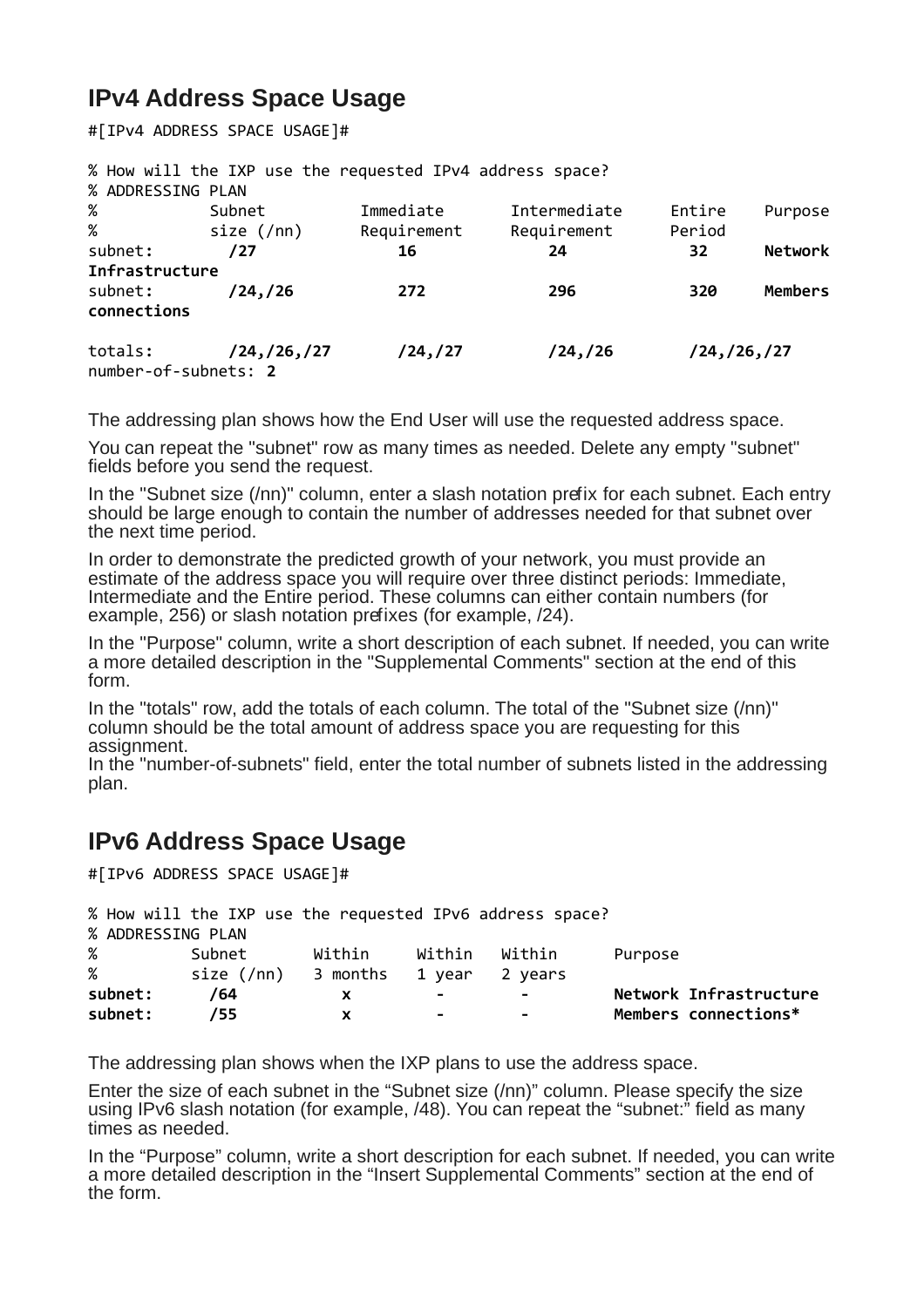## IPv4 Address Space Usage

```
#[IPv4 ADDRESS SPACE USAGE]#

% How will the IXP use the requested IPv4 address space?
% ADDRESSING PLAN
%            Subnet          Immediate       Intermediate      Entire     Purpose
%            size (/nn)      Requirement     Requirement       Period
subnet:       /27              16              24               32        Network
Infrastructure
subnet:       /24,/26          272             296              320       Members
connections

totals:       /24,/26,/27      /24,/27         /24,/26          /24,/26,/27
number-of-subnets: 2
```

The addressing plan shows how the End User will use the requested address space.

You can repeat the "subnet" row as many times as needed. Delete any empty "subnet" fields before you send the request.

In the "Subnet size (/nn)" column, enter a slash notation prefix for each subnet. Each entry should be large enough to contain the number of addresses needed for that subnet over the next time period.

In order to demonstrate the predicted growth of your network, you must provide an estimate of the address space you will require over three distinct periods: Immediate, Intermediate and the Entire period. These columns can either contain numbers (for example, 256) or slash notation prefixes (for example, /24).

In the "Purpose" column, write a short description of each subnet. If needed, you can write a more detailed description in the "Supplemental Comments" section at the end of this form.

In the "totals" row, add the totals of each column. The total of the "Subnet size (/nn)" column should be the total amount of address space you are requesting for this assignment.
In the "number-of-subnets" field, enter the total number of subnets listed in the addressing plan.

## IPv6 Address Space Usage

```
#[IPv6 ADDRESS SPACE USAGE]#

% How will the IXP use the requested IPv6 address space?
% ADDRESSING PLAN
%          Subnet       Within     Within    Within       Purpose
%          size (/nn)   3 months   1 year    2 years
subnet:      /64           x          -         -         Network Infrastructure
subnet:      /55           x          -         -         Members connections*
```

The addressing plan shows when the IXP plans to use the address space.

Enter the size of each subnet in the "Subnet size (/nn)" column. Please specify the size using IPv6 slash notation (for example, /48). You can repeat the "subnet:" field as many times as needed.

In the "Purpose" column, write a short description for each subnet. If needed, you can write a more detailed description in the "Insert Supplemental Comments" section at the end of the form.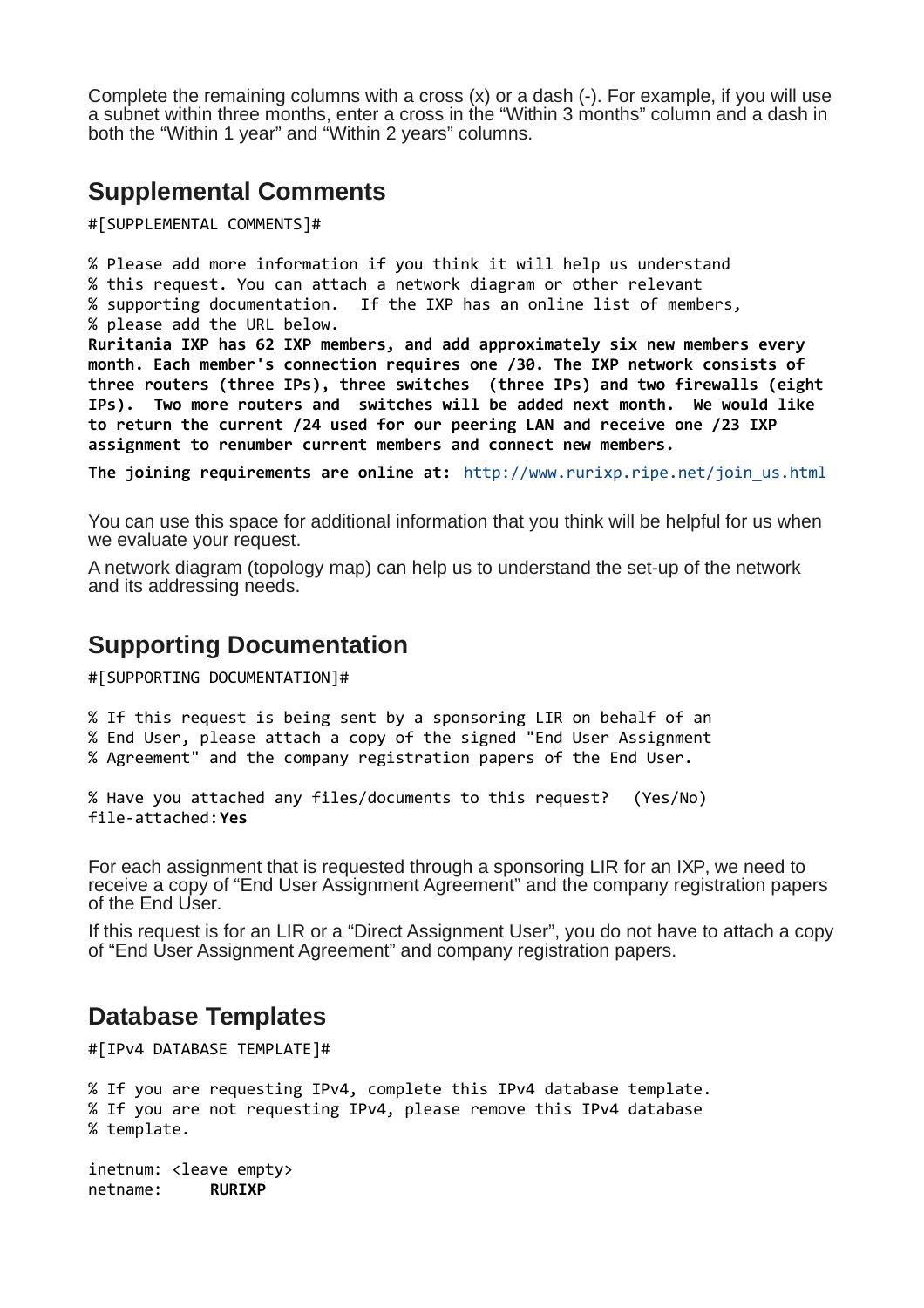Complete the remaining columns with a cross (x) or a dash (-). For example, if you will use a subnet within three months, enter a cross in the "Within 3 months" column and a dash in both the "Within 1 year" and "Within 2 years" columns.

## Supplemental Comments

```
#[SUPPLEMENTAL COMMENTS]#

% Please add more information if you think it will help us understand
% this request. You can attach a network diagram or other relevant
% supporting documentation.  If the IXP has an online list of members,
% please add the URL below.
Ruritania IXP has 62 IXP members, and add approximately six new members every
month. Each member's connection requires one /30. The IXP network consists of
three routers (three IPs), three switches  (three IPs) and two firewalls (eight
IPs).  Two more routers and  switches will be added next month.  We would like
to return the current /24 used for our peering LAN and receive one /23 IXP
assignment to renumber current members and connect new members.

The joining requirements are online at: http://www.rurixp.ripe.net/join_us.html
```

You can use this space for additional information that you think will be helpful for us when we evaluate your request.

A network diagram (topology map) can help us to understand the set-up of the network and its addressing needs.

## Supporting Documentation

```
#[SUPPORTING DOCUMENTATION]#

% If this request is being sent by a sponsoring LIR on behalf of an
% End User, please attach a copy of the signed "End User Assignment
% Agreement" and the company registration papers of the End User.

% Have you attached any files/documents to this request?  (Yes/No)
file-attached:Yes
```

For each assignment that is requested through a sponsoring LIR for an IXP, we need to receive a copy of "End User Assignment Agreement" and the company registration papers of the End User.

If this request is for an LIR or a "Direct Assignment User", you do not have to attach a copy of "End User Assignment Agreement" and company registration papers.

## Database Templates

```
#[IPv4 DATABASE TEMPLATE]#

% If you are requesting IPv4, complete this IPv4 database template.
% If you are not requesting IPv4, please remove this IPv4 database
% template.

inetnum: <leave empty>
netname:     RURIXP
```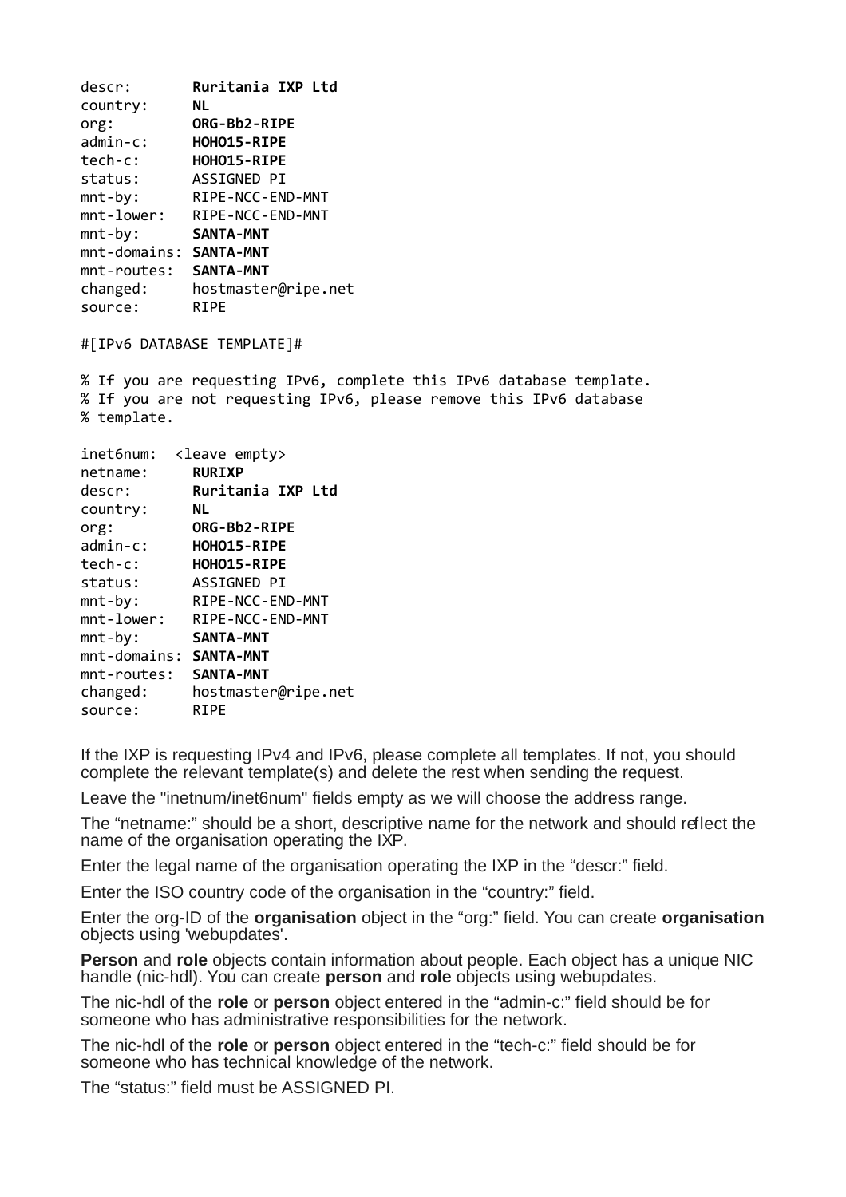```
descr:        Ruritania IXP Ltd
country:      NL
org:          ORG-Bb2-RIPE
admin-c:      HOHO15-RIPE
tech-c:       HOHO15-RIPE
status:       ASSIGNED PI
mnt-by:       RIPE-NCC-END-MNT
mnt-lower:    RIPE-NCC-END-MNT
mnt-by:       SANTA-MNT
mnt-domains:  SANTA-MNT
mnt-routes:   SANTA-MNT
changed:      hostmaster@ripe.net
source:       RIPE

#[IPv6 DATABASE TEMPLATE]#

% If you are requesting IPv6, complete this IPv6 database template.
% If you are not requesting IPv6, please remove this IPv6 database
% template.

inet6num:  <leave empty>
netname:      RURIXP
descr:        Ruritania IXP Ltd
country:      NL
org:          ORG-Bb2-RIPE
admin-c:      HOHO15-RIPE
tech-c:       HOHO15-RIPE
status:       ASSIGNED PI
mnt-by:       RIPE-NCC-END-MNT
mnt-lower:    RIPE-NCC-END-MNT
mnt-by:       SANTA-MNT
mnt-domains:  SANTA-MNT
mnt-routes:   SANTA-MNT
changed:      hostmaster@ripe.net
source:       RIPE
```

If the IXP is requesting IPv4 and IPv6, please complete all templates. If not, you should complete the relevant template(s) and delete the rest when sending the request.

Leave the "inetnum/inet6num" fields empty as we will choose the address range.

The “netname:” should be a short, descriptive name for the network and should reflect the name of the organisation operating the IXP.

Enter the legal name of the organisation operating the IXP in the “descr:” field.

Enter the ISO country code of the organisation in the “country:” field.

Enter the org-ID of the **organisation** object in the “org:” field. You can create **organisation** objects using 'webupdates'.

**Person** and **role** objects contain information about people. Each object has a unique NIC handle (nic-hdl). You can create **person** and **role** objects using webupdates.

The nic-hdl of the **role** or **person** object entered in the “admin-c:” field should be for someone who has administrative responsibilities for the network.

The nic-hdl of the **role** or **person** object entered in the “tech-c:” field should be for someone who has technical knowledge of the network.

The “status:” field must be ASSIGNED PI.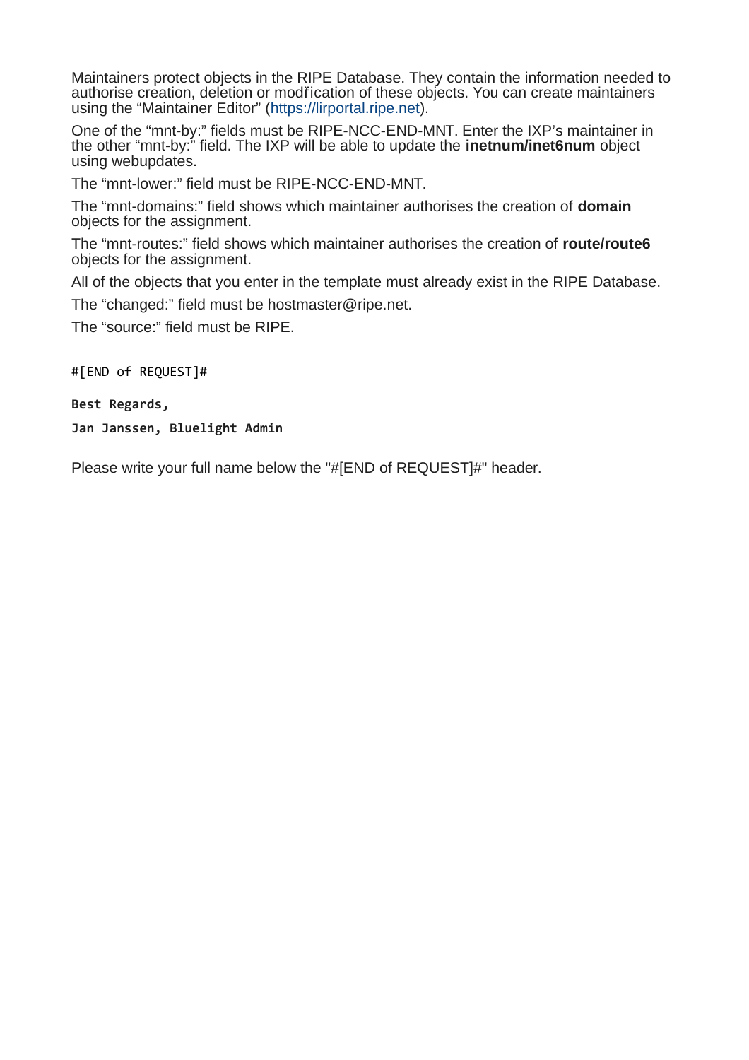Maintainers protect objects in the RIPE Database. They contain the information needed to authorise creation, deletion or modification of these objects. You can create maintainers using the “Maintainer Editor” (https://lirportal.ripe.net).

One of the “mnt-by:” fields must be RIPE-NCC-END-MNT. Enter the IXP’s maintainer in the other “mnt-by:” field. The IXP will be able to update the **inetnum/inet6num** object using webupdates.

The “mnt-lower:” field must be RIPE-NCC-END-MNT.

The “mnt-domains:” field shows which maintainer authorises the creation of **domain** objects for the assignment.

The “mnt-routes:” field shows which maintainer authorises the creation of **route/route6** objects for the assignment.

All of the objects that you enter in the template must already exist in the RIPE Database.

The “changed:” field must be hostmaster@ripe.net.

The “source:” field must be RIPE.

```
#[END of REQUEST]#
```

**Best Regards,**

**Jan Janssen, Bluelight Admin**

Please write your full name below the "#[END of REQUEST]#" header.